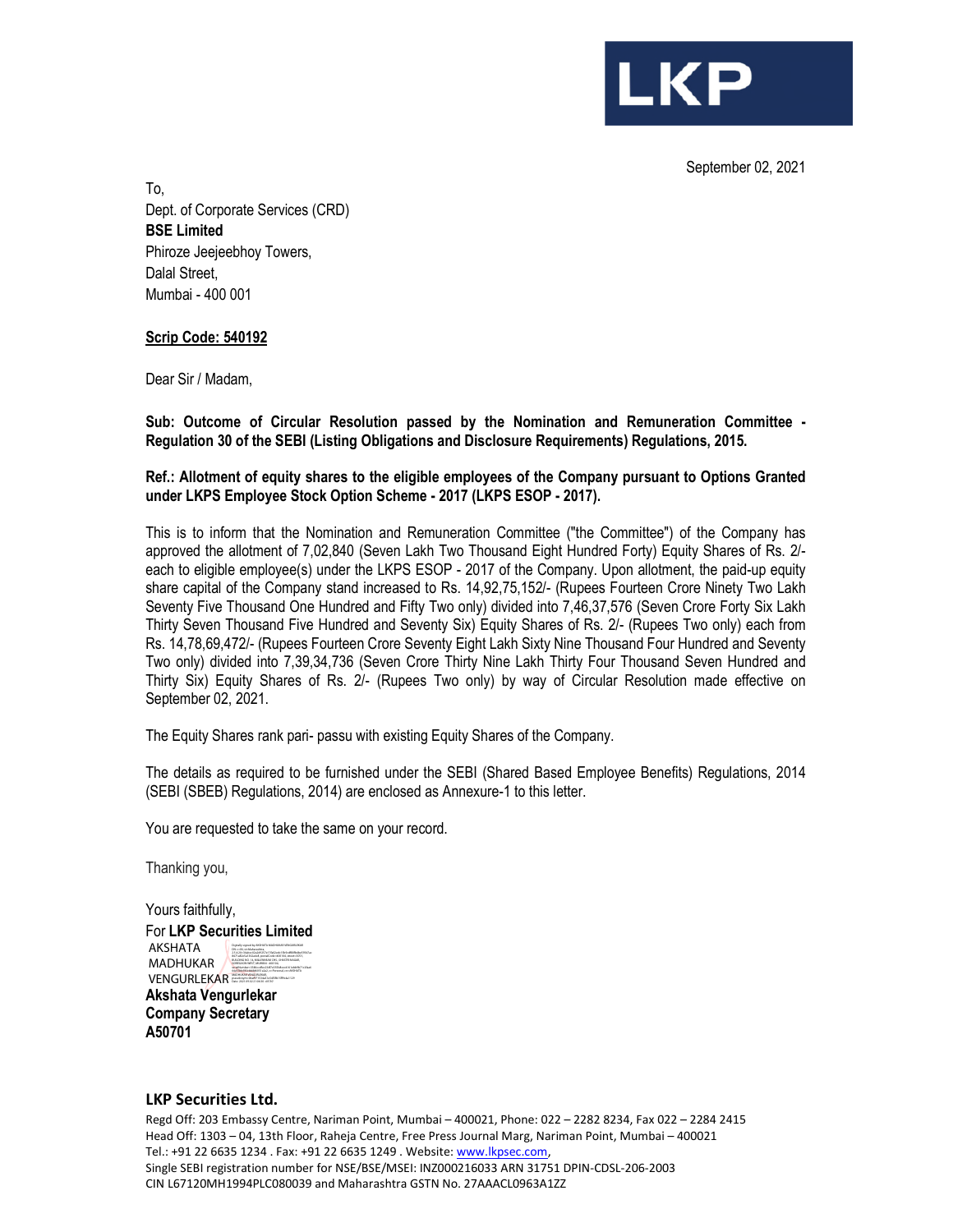LKP

September 02, 2021

To,
Dept. of Corporate Services (CRD)
**BSE Limited**
Phiroze Jeejeebhoy Towers,
Dalal Street,
Mumbai - 400 001

**Scrip Code: 540192**

Dear Sir / Madam,

**Sub: Outcome of Circular Resolution passed by the Nomination and Remuneration Committee - Regulation 30 of the SEBI (Listing Obligations and Disclosure Requirements) Regulations, 2015.**

**Ref.: Allotment of equity shares to the eligible employees of the Company pursuant to Options Granted under LKPS Employee Stock Option Scheme - 2017 (LKPS ESOP - 2017).**

This is to inform that the Nomination and Remuneration Committee ("the Committee") of the Company has approved the allotment of 7,02,840 (Seven Lakh Two Thousand Eight Hundred Forty) Equity Shares of Rs. 2/- each to eligible employee(s) under the LKPS ESOP - 2017 of the Company. Upon allotment, the paid-up equity share capital of the Company stand increased to Rs. 14,92,75,152/- (Rupees Fourteen Crore Ninety Two Lakh Seventy Five Thousand One Hundred and Fifty Two only) divided into 7,46,37,576 (Seven Crore Forty Six Lakh Thirty Seven Thousand Five Hundred and Seventy Six) Equity Shares of Rs. 2/- (Rupees Two only) each from Rs. 14,78,69,472/- (Rupees Fourteen Crore Seventy Eight Lakh Sixty Nine Thousand Four Hundred and Seventy Two only) divided into 7,39,34,736 (Seven Crore Thirty Nine Lakh Thirty Four Thousand Seven Hundred and Thirty Six) Equity Shares of Rs. 2/- (Rupees Two only) by way of Circular Resolution made effective on September 02, 2021.

The Equity Shares rank pari- passu with existing Equity Shares of the Company.

The details as required to be furnished under the SEBI (Shared Based Employee Benefits) Regulations, 2014 (SEBI (SBEB) Regulations, 2014) are enclosed as Annexure-1 to this letter.

You are requested to take the same on your record.

Thanking you,

Yours faithfully,
For **LKP Securities Limited**

AKSHATA MADHUKAR VENGURLEKAR

**Akshata Vengurlekar**
**Company Secretary**
**A50701**

**LKP Securities Ltd.**
Regd Off: 203 Embassy Centre, Nariman Point, Mumbai – 400021, Phone: 022 – 2282 8234, Fax 022 – 2284 2415
Head Off: 1303 – 04, 13th Floor, Raheja Centre, Free Press Journal Marg, Nariman Point, Mumbai – 400021
Tel.: +91 22 6635 1234 . Fax: +91 22 6635 1249 . Website: www.lkpsec.com,
Single SEBI registration number for NSE/BSE/MSEI: INZ000216033 ARN 31751 DPIN-CDSL-206-2003
CIN L67120MH1994PLC080039 and Maharashtra GSTN No. 27AAACL0963A1ZZ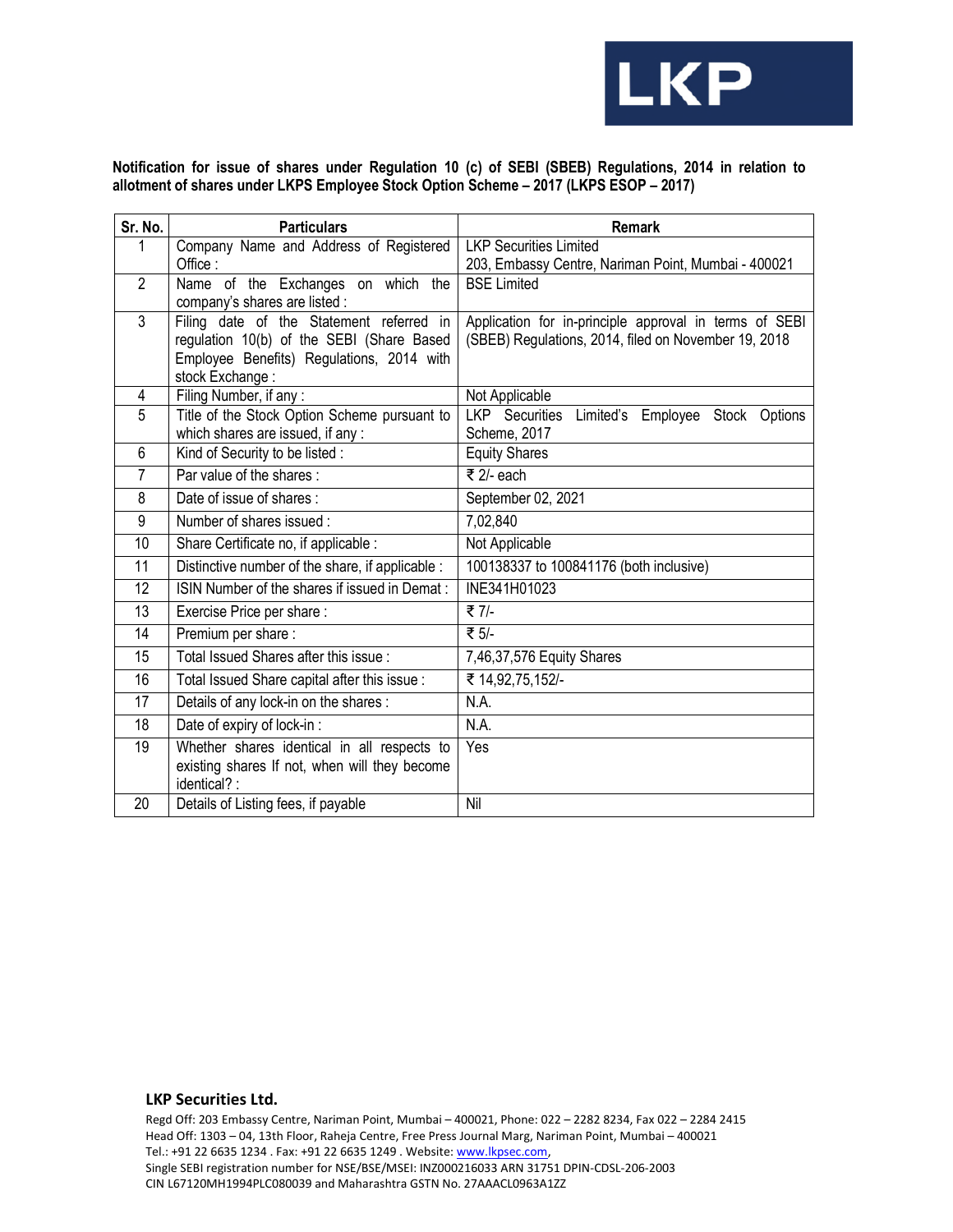LKP

**Notification for issue of shares under Regulation 10 (c) of SEBI (SBEB) Regulations, 2014 in relation to allotment of shares under LKPS Employee Stock Option Scheme – 2017 (LKPS ESOP – 2017)**

| Sr. No. | Particulars | Remark |
|---|---|---|
| 1 | Company Name and Address of Registered Office : | LKP Securities Limited<br>203, Embassy Centre, Nariman Point, Mumbai - 400021 |
| 2 | Name of the Exchanges on which the company's shares are listed : | BSE Limited |
| 3 | Filing date of the Statement referred in regulation 10(b) of the SEBI (Share Based Employee Benefits) Regulations, 2014 with stock Exchange : | Application for in-principle approval in terms of SEBI (SBEB) Regulations, 2014, filed on November 19, 2018 |
| 4 | Filing Number, if any : | Not Applicable |
| 5 | Title of the Stock Option Scheme pursuant to which shares are issued, if any : | LKP Securities Limited's Employee Stock Options Scheme, 2017 |
| 6 | Kind of Security to be listed : | Equity Shares |
| 7 | Par value of the shares : | ₹ 2/- each |
| 8 | Date of issue of shares : | September 02, 2021 |
| 9 | Number of shares issued : | 7,02,840 |
| 10 | Share Certificate no, if applicable : | Not Applicable |
| 11 | Distinctive number of the share, if applicable : | 100138337 to 100841176 (both inclusive) |
| 12 | ISIN Number of the shares if issued in Demat : | INE341H01023 |
| 13 | Exercise Price per share : | ₹ 7/- |
| 14 | Premium per share : | ₹ 5/- |
| 15 | Total Issued Shares after this issue : | 7,46,37,576 Equity Shares |
| 16 | Total Issued Share capital after this issue : | ₹ 14,92,75,152/- |
| 17 | Details of any lock-in on the shares : | N.A. |
| 18 | Date of expiry of lock-in : | N.A. |
| 19 | Whether shares identical in all respects to existing shares If not, when will they become identical? : | Yes |
| 20 | Details of Listing fees, if payable | Nil |

**LKP Securities Ltd.**

Regd Off: 203 Embassy Centre, Nariman Point, Mumbai – 400021, Phone: 022 – 2282 8234, Fax 022 – 2284 2415
Head Off: 1303 – 04, 13th Floor, Raheja Centre, Free Press Journal Marg, Nariman Point, Mumbai – 400021
Tel.: +91 22 6635 1234 . Fax: +91 22 6635 1249 . Website: www.lkpsec.com,
Single SEBI registration number for NSE/BSE/MSEI: INZ000216033 ARN 31751 DPIN-CDSL-206-2003
CIN L67120MH1994PLC080039 and Maharashtra GSTN No. 27AAACL0963A1ZZ